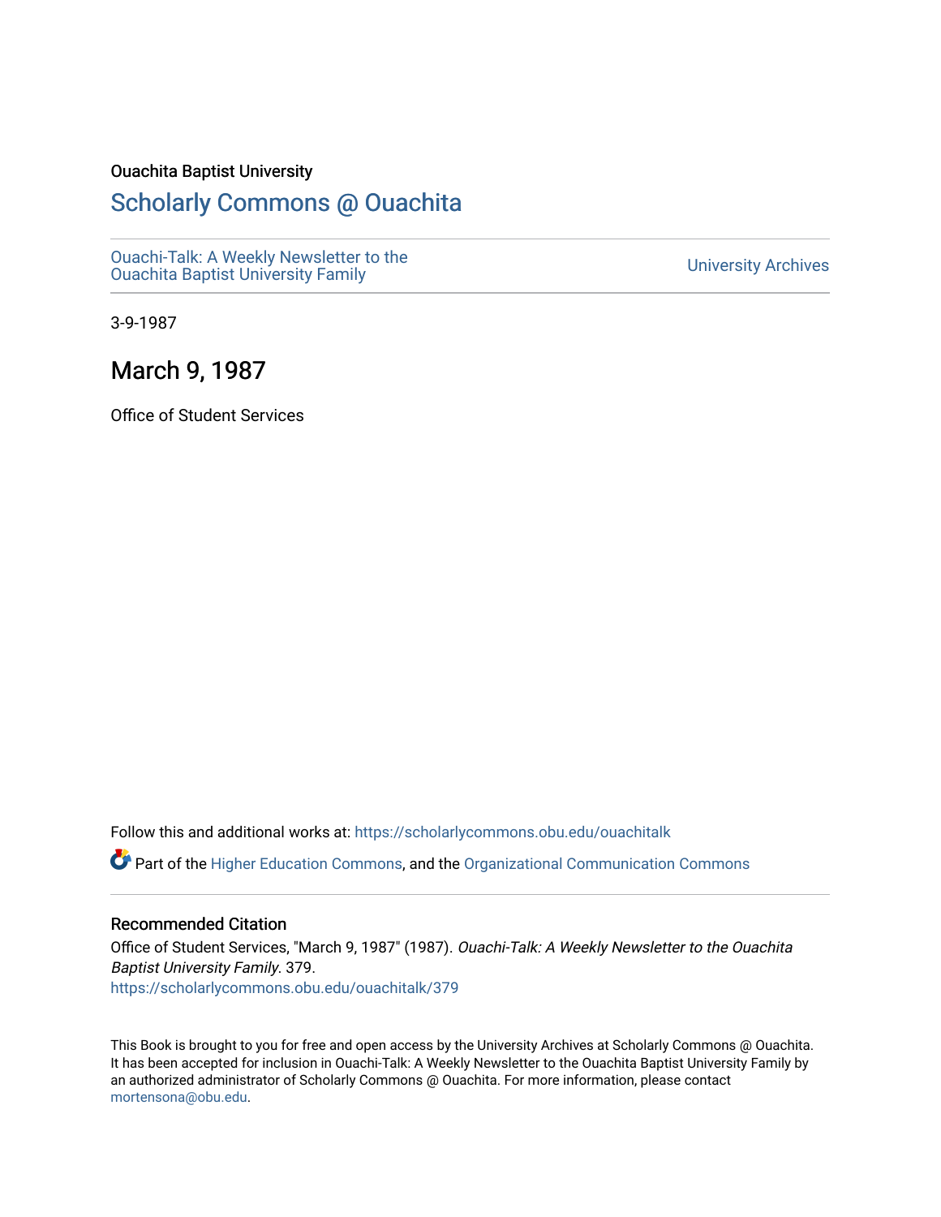Ouachita Baptist University

# Scholarly Commons @ Ouachita

Ouachi-Talk: A Weekly Newsletter to the Ouachita Baptist University Family

University Archives

3-9-1987

## March 9, 1987

Office of Student Services

Follow this and additional works at: https://scholarlycommons.obu.edu/ouachitalk

Part of the Higher Education Commons, and the Organizational Communication Commons

### Recommended Citation

Office of Student Services, "March 9, 1987" (1987). *Ouachi-Talk: A Weekly Newsletter to the Ouachita Baptist University Family*. 379.
https://scholarlycommons.obu.edu/ouachitalk/379

This Book is brought to you for free and open access by the University Archives at Scholarly Commons @ Ouachita. It has been accepted for inclusion in Ouachi-Talk: A Weekly Newsletter to the Ouachita Baptist University Family by an authorized administrator of Scholarly Commons @ Ouachita. For more information, please contact mortensona@obu.edu.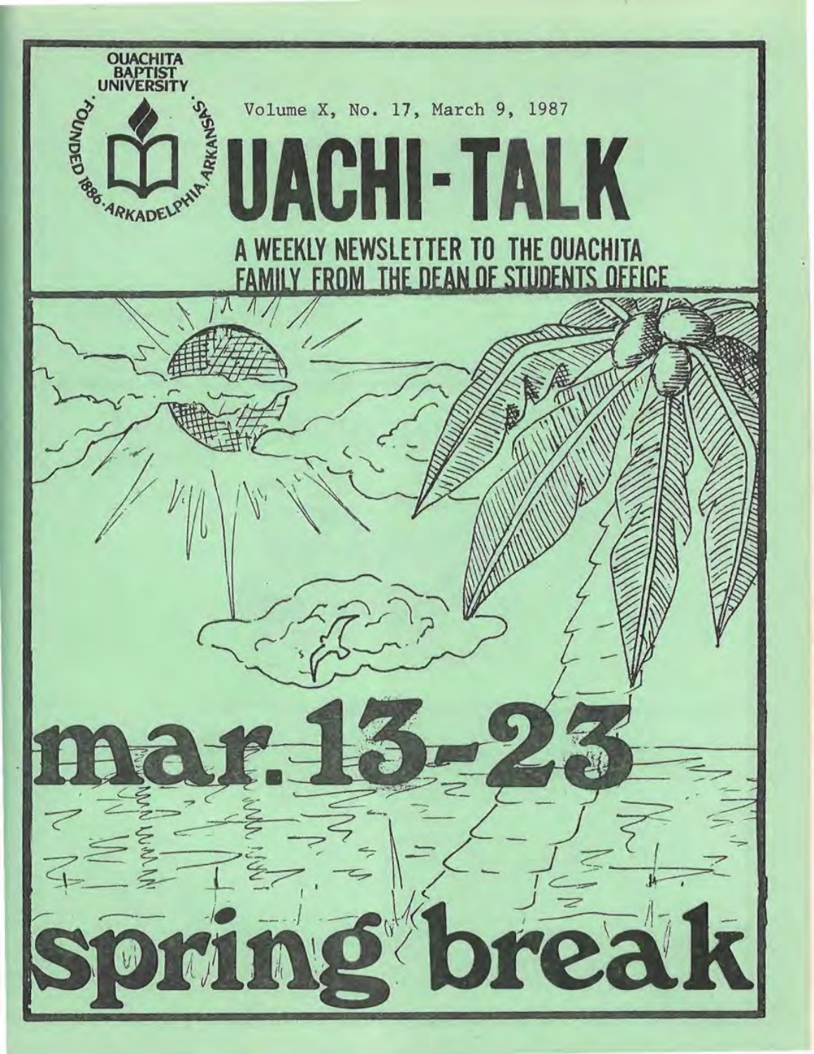OUACHITA BAPTIST UNIVERSITY

FOUNDED 1886 · ARKADELPHIA, ARKANSAS

Volume X, No. 17, March 9, 1987

# UACHI-TALK

## A WEEKLY NEWSLETTER TO THE OUACHITA FAMILY FROM THE DEAN OF STUDENTS OFFICE

# mar. 13-23

# spring break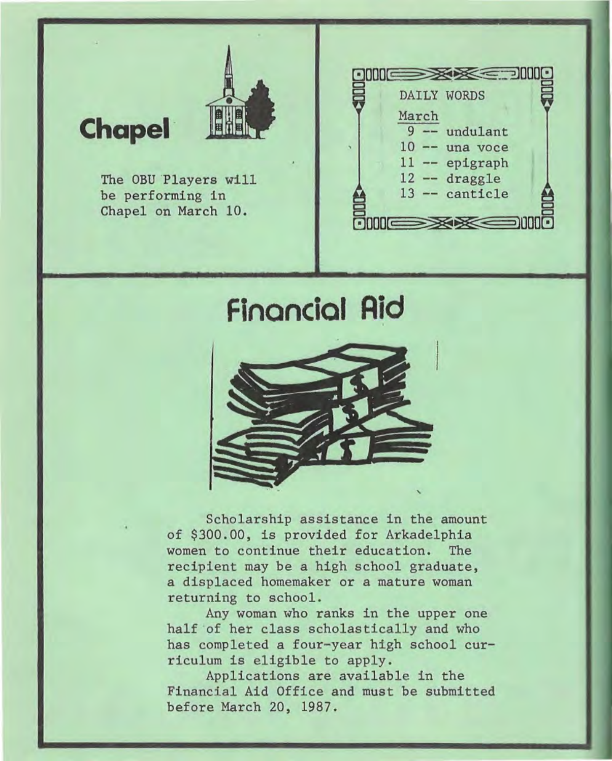## Chapel

The OBU Players will be performing in Chapel on March 10.

### DAILY WORDS

March

- 9 -- undulant
- 10 -- una voce
- 11 -- epigraph
- 12 -- draggle
- 13 -- canticle

## Financial Aid

Scholarship assistance in the amount of $300.00, is provided for Arkadelphia women to continue their education. The recipient may be a high school graduate, a displaced homemaker or a mature woman returning to school.

Any woman who ranks in the upper one half of her class scholastically and who has completed a four-year high school curriculum is eligible to apply.

Applications are available in the Financial Aid Office and must be submitted before March 20, 1987.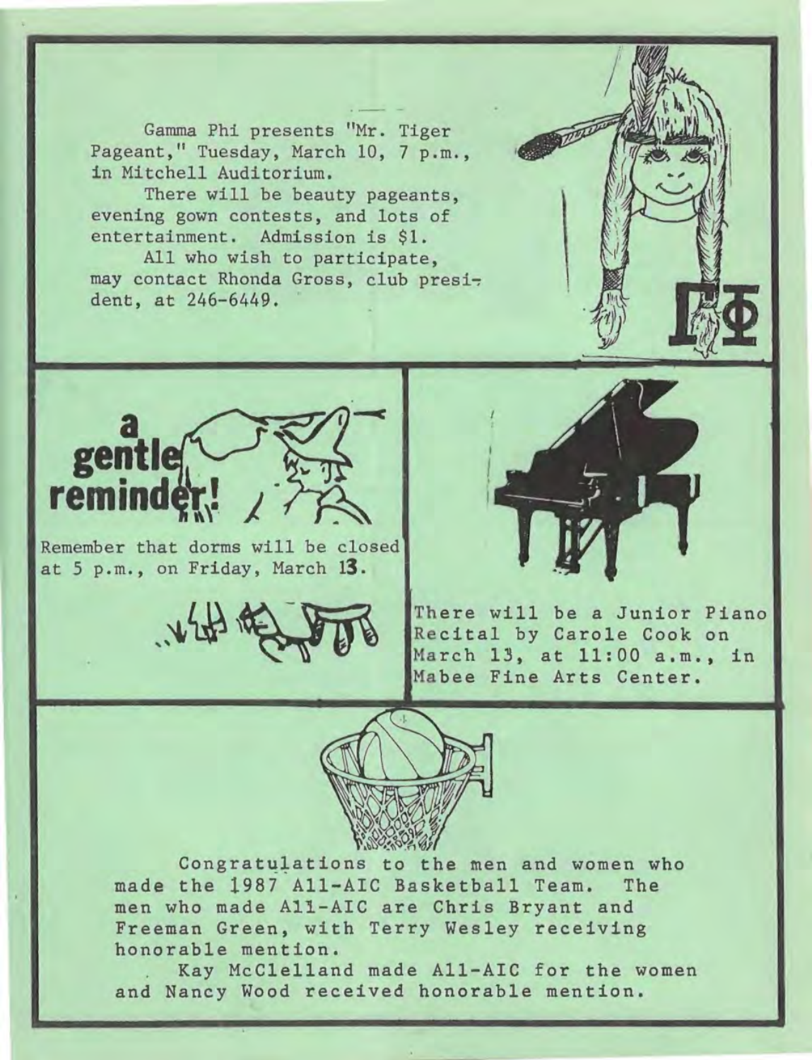Gamma Phi presents "Mr. Tiger Pageant," Tuesday, March 10, 7 p.m., in Mitchell Auditorium.

There will be beauty pageants, evening gown contests, and lots of entertainment. Admission is $1.

All who wish to participate, may contact Rhonda Gross, club president, at 246-6449.

ΓΦ

**a gentle reminder!**

Remember that dorms will be closed at 5 p.m., on Friday, March 13.

There will be a Junior Piano Recital by Carole Cook on March 13, at 11:00 a.m., in Mabee Fine Arts Center.

Congratulations to the men and women who made the 1987 All-AIC Basketball Team. The men who made All-AIC are Chris Bryant and Freeman Green, with Terry Wesley receiving honorable mention.

Kay McClelland made All-AIC for the women and Nancy Wood received honorable mention.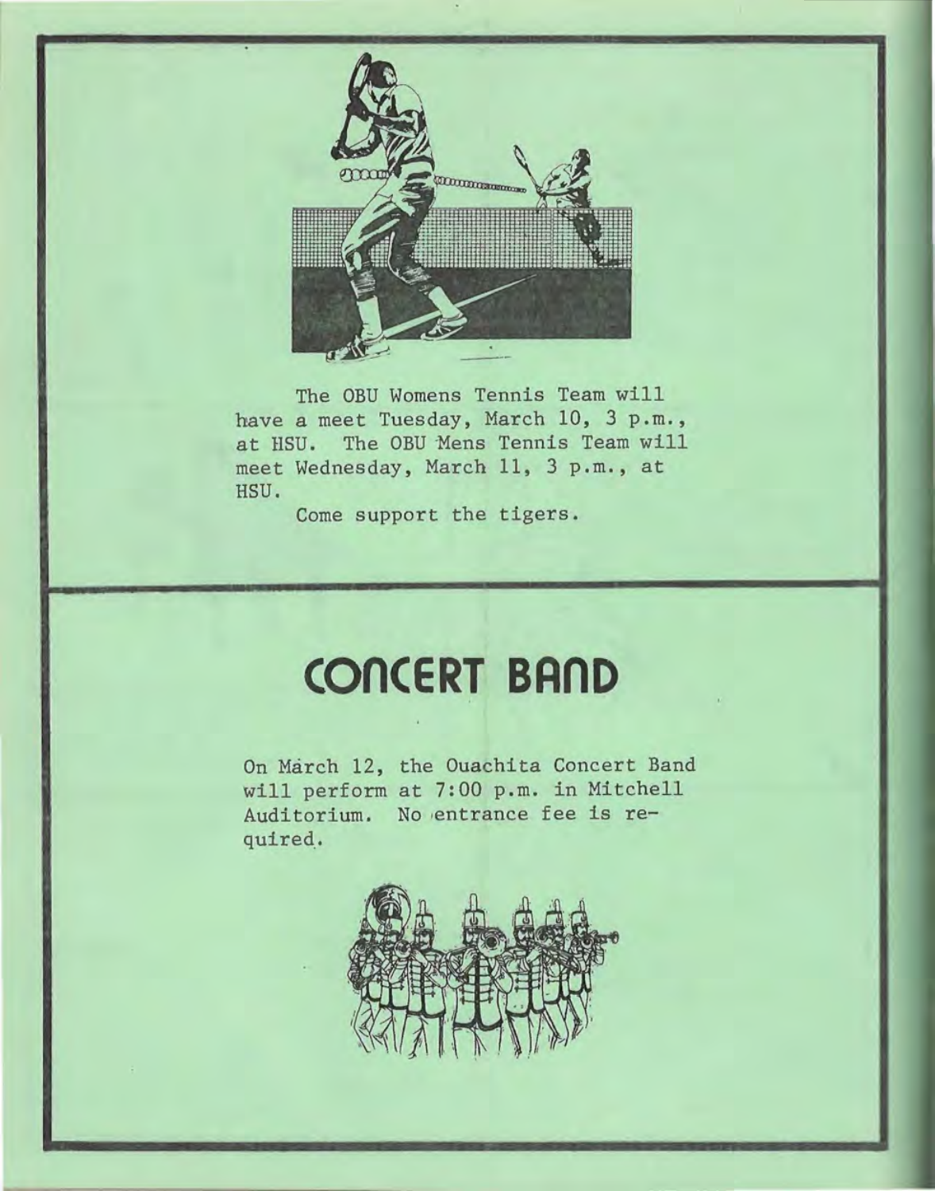The OBU Womens Tennis Team will have a meet Tuesday, March 10, 3 p.m., at HSU. The OBU Mens Tennis Team will meet Wednesday, March 11, 3 p.m., at HSU.

Come support the tigers.

# CONCERT BAND

On March 12, the Ouachita Concert Band will perform at 7:00 p.m. in Mitchell Auditorium. No entrance fee is required.